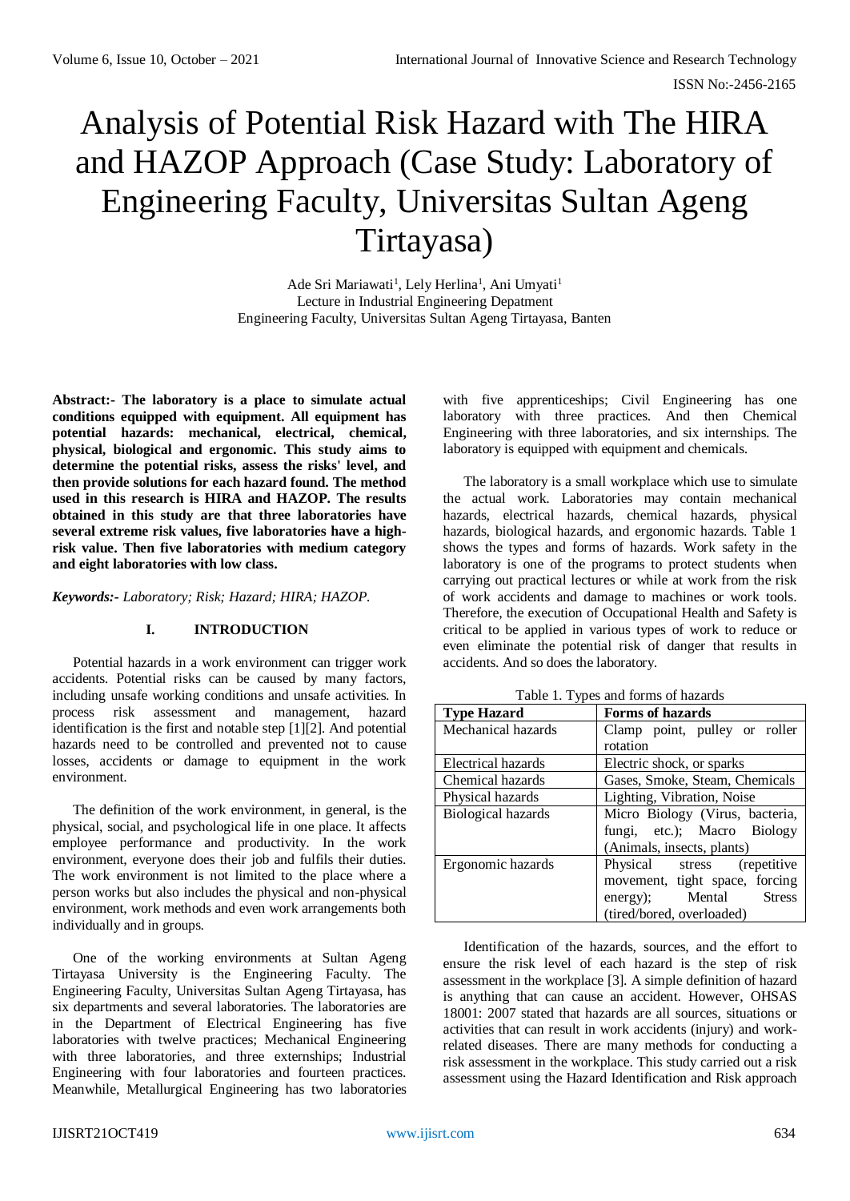# Analysis of Potential Risk Hazard with The HIRA and HAZOP Approach (Case Study: Laboratory of Engineering Faculty, Universitas Sultan Ageng Tirtayasa)

Ade Sri Mariawati[1], Lely Herlina[1], Ani Umyati[1]
Lecture in Industrial Engineering Depatment
Engineering Faculty, Universitas Sultan Ageng Tirtayasa, Banten

**Abstract:- The laboratory is a place to simulate actual conditions equipped with equipment. All equipment has potential hazards: mechanical, electrical, chemical, physical, biological and ergonomic. This study aims to determine the potential risks, assess the risks' level, and then provide solutions for each hazard found. The method used in this research is HIRA and HAZOP. The results obtained in this study are that three laboratories have several extreme risk values, five laboratories have a high-risk value. Then five laboratories with medium category and eight laboratories with low class.**

***Keywords:-*** *Laboratory; Risk; Hazard; HIRA; HAZOP.*

## I. INTRODUCTION

Potential hazards in a work environment can trigger work accidents. Potential risks can be caused by many factors, including unsafe working conditions and unsafe activities. In process risk assessment and management, hazard identification is the first and notable step [1][2]. And potential hazards need to be controlled and prevented not to cause losses, accidents or damage to equipment in the work environment.

The definition of the work environment, in general, is the physical, social, and psychological life in one place. It affects employee performance and productivity. In the work environment, everyone does their job and fulfils their duties. The work environment is not limited to the place where a person works but also includes the physical and non-physical environment, work methods and even work arrangements both individually and in groups.

One of the working environments at Sultan Ageng Tirtayasa University is the Engineering Faculty. The Engineering Faculty, Universitas Sultan Ageng Tirtayasa, has six departments and several laboratories. The laboratories are in the Department of Electrical Engineering has five laboratories with twelve practices; Mechanical Engineering with three laboratories, and three externships; Industrial Engineering with four laboratories and fourteen practices. Meanwhile, Metallurgical Engineering has two laboratories with five apprenticeships; Civil Engineering has one laboratory with three practices. And then Chemical Engineering with three laboratories, and six internships. The laboratory is equipped with equipment and chemicals.

The laboratory is a small workplace which use to simulate the actual work. Laboratories may contain mechanical hazards, electrical hazards, chemical hazards, physical hazards, biological hazards, and ergonomic hazards. Table 1 shows the types and forms of hazards. Work safety in the laboratory is one of the programs to protect students when carrying out practical lectures or while at work from the risk of work accidents and damage to machines or work tools. Therefore, the execution of Occupational Health and Safety is critical to be applied in various types of work to reduce or even eliminate the potential risk of danger that results in accidents. And so does the laboratory.

Table 1. Types and forms of hazards

| Type Hazard | Forms of hazards |
|---|---|
| Mechanical hazards | Clamp point, pulley or roller rotation |
| Electrical hazards | Electric shock, or sparks |
| Chemical hazards | Gases, Smoke, Steam, Chemicals |
| Physical hazards | Lighting, Vibration, Noise |
| Biological hazards | Micro Biology (Virus, bacteria, fungi, etc.); Macro Biology (Animals, insects, plants) |
| Ergonomic hazards | Physical stress (repetitive movement, tight space, forcing energy); Mental Stress (tired/bored, overloaded) |

Identification of the hazards, sources, and the effort to ensure the risk level of each hazard is the step of risk assessment in the workplace [3]. A simple definition of hazard is anything that can cause an accident. However, OHSAS 18001: 2007 stated that hazards are all sources, situations or activities that can result in work accidents (injury) and work-related diseases. There are many methods for conducting a risk assessment in the workplace. This study carried out a risk assessment using the Hazard Identification and Risk approach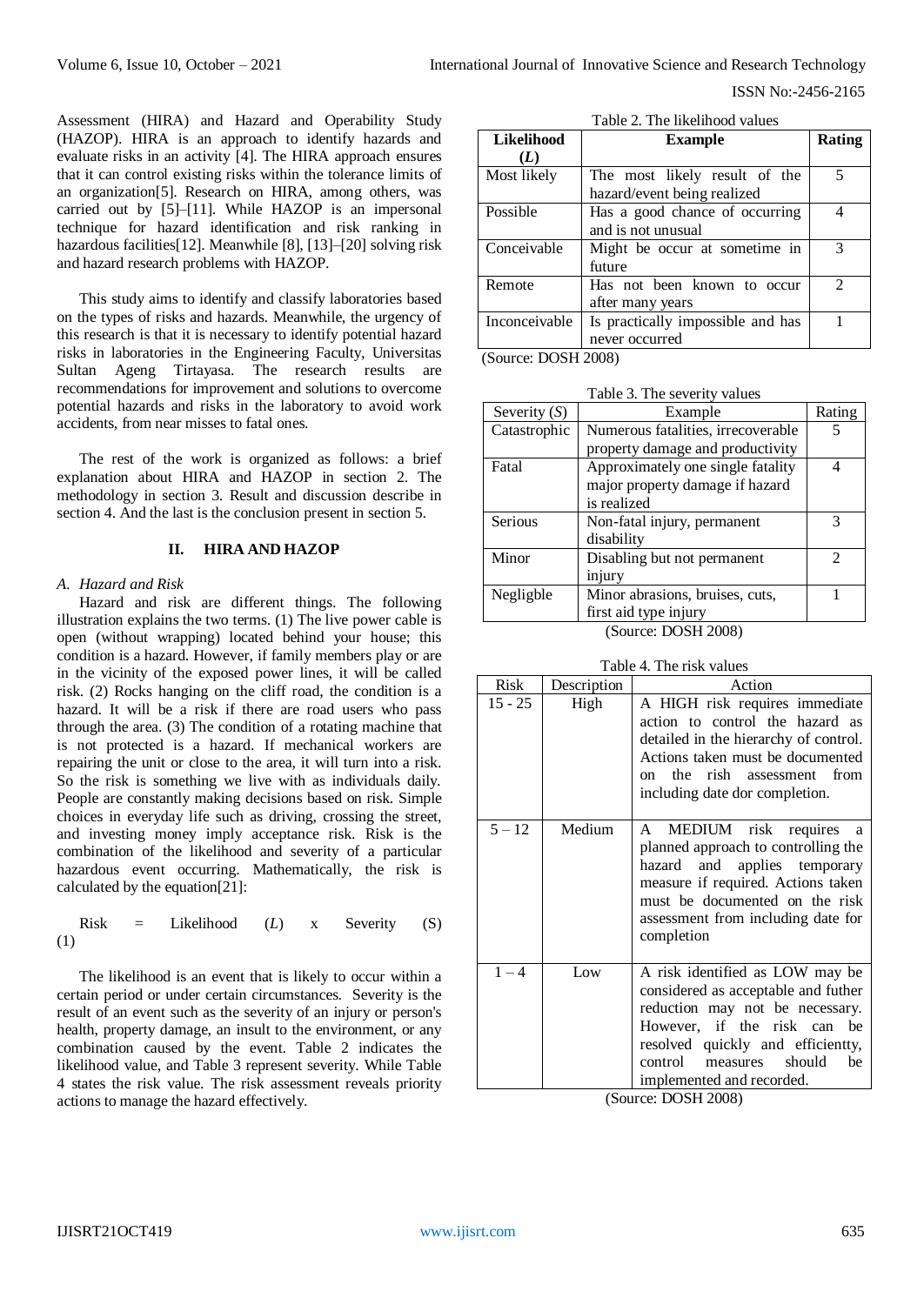Assessment (HIRA) and Hazard and Operability Study (HAZOP). HIRA is an approach to identify hazards and evaluate risks in an activity [4]. The HIRA approach ensures that it can control existing risks within the tolerance limits of an organization[5]. Research on HIRA, among others, was carried out by [5]–[11]. While HAZOP is an impersonal technique for hazard identification and risk ranking in hazardous facilities[12]. Meanwhile [8], [13]–[20] solving risk and hazard research problems with HAZOP.

This study aims to identify and classify laboratories based on the types of risks and hazards. Meanwhile, the urgency of this research is that it is necessary to identify potential hazard risks in laboratories in the Engineering Faculty, Universitas Sultan Ageng Tirtayasa. The research results are recommendations for improvement and solutions to overcome potential hazards and risks in the laboratory to avoid work accidents, from near misses to fatal ones.

The rest of the work is organized as follows: a brief explanation about HIRA and HAZOP in section 2. The methodology in section 3. Result and discussion describe in section 4. And the last is the conclusion present in section 5.

## II. HIRA AND HAZOP

### *A. Hazard and Risk*

Hazard and risk are different things. The following illustration explains the two terms. (1) The live power cable is open (without wrapping) located behind your house; this condition is a hazard. However, if family members play or are in the vicinity of the exposed power lines, it will be called risk. (2) Rocks hanging on the cliff road, the condition is a hazard. It will be a risk if there are road users who pass through the area. (3) The condition of a rotating machine that is not protected is a hazard. If mechanical workers are repairing the unit or close to the area, it will turn into a risk. So the risk is something we live with as individuals daily. People are constantly making decisions based on risk. Simple choices in everyday life such as driving, crossing the street, and investing money imply acceptance risk. Risk is the combination of the likelihood and severity of a particular hazardous event occurring. Mathematically, the risk is calculated by the equation[21]:

$$\text{Risk} = \text{Likelihood } (L) \times \text{Severity } (S) \quad (1)$$

The likelihood is an event that is likely to occur within a certain period or under certain circumstances. Severity is the result of an event such as the severity of an injury or person's health, property damage, an insult to the environment, or any combination caused by the event. Table 2 indicates the likelihood value, and Table 3 represent severity. While Table 4 states the risk value. The risk assessment reveals priority actions to manage the hazard effectively.

Table 2. The likelihood values

| **Likelihood (*L*)** | **Example** | **Rating** |
|---|---|---|
| Most likely | The most likely result of the hazard/event being realized | 5 |
| Possible | Has a good chance of occurring and is not unusual | 4 |
| Conceivable | Might be occur at sometime in future | 3 |
| Remote | Has not been known to occur after many years | 2 |
| Inconceivable | Is practically impossible and has never occurred | 1 |

(Source: DOSH 2008)

Table 3. The severity values

| Severity (*S*) | Example | Rating |
|---|---|---|
| Catastrophic | Numerous fatalities, irrecoverable property damage and productivity | 5 |
| Fatal | Approximately one single fatality major property damage if hazard is realized | 4 |
| Serious | Non-fatal injury, permanent disability | 3 |
| Minor | Disabling but not permanent injury | 2 |
| Negligble | Minor abrasions, bruises, cuts, first aid type injury | 1 |

(Source: DOSH 2008)

Table 4. The risk values

| Risk | Description | Action |
|---|---|---|
| 15 - 25 | High | A HIGH risk requires immediate action to control the hazard as detailed in the hierarchy of control. Actions taken must be documented on the rish assessment from including date dor completion. |
| 5 – 12 | Medium | A MEDIUM risk requires a planned approach to controlling the hazard and applies temporary measure if required. Actions taken must be documented on the risk assessment from including date for completion |
| 1 – 4 | Low | A risk identified as LOW may be considered as acceptable and futher reduction may not be necessary. However, if the risk can be resolved quickly and efficientty, control measures should be implemented and recorded. |

(Source: DOSH 2008)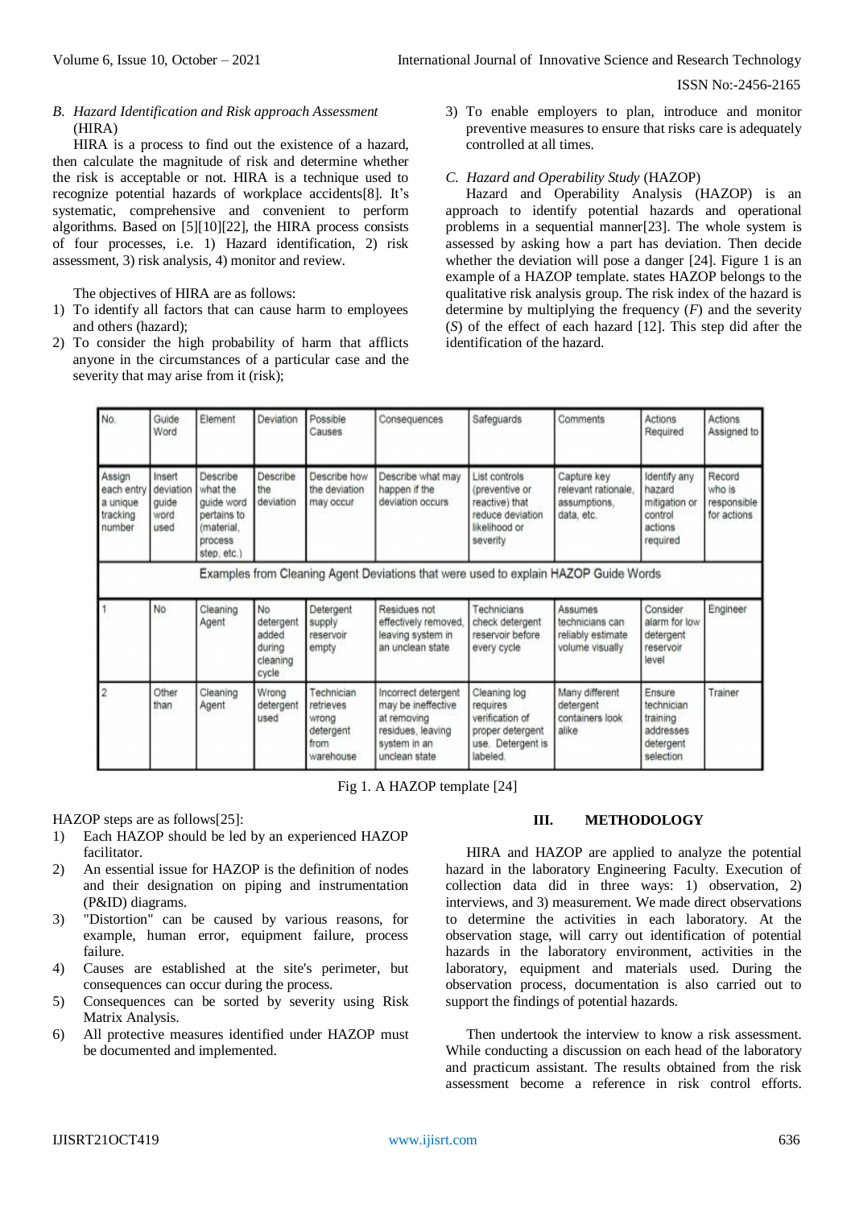### B. *Hazard Identification and Risk approach Assessment* (HIRA)

HIRA is a process to find out the existence of a hazard, then calculate the magnitude of risk and determine whether the risk is acceptable or not. HIRA is a technique used to recognize potential hazards of workplace accidents[8]. It's systematic, comprehensive and convenient to perform algorithms. Based on [5][10][22], the HIRA process consists of four processes, i.e. 1) Hazard identification, 2) risk assessment, 3) risk analysis, 4) monitor and review.

The objectives of HIRA are as follows:

1) To identify all factors that can cause harm to employees and others (hazard);
2) To consider the high probability of harm that afflicts anyone in the circumstances of a particular case and the severity that may arise from it (risk);
3) To enable employers to plan, introduce and monitor preventive measures to ensure that risks care is adequately controlled at all times.

### C. *Hazard and Operability Study* (HAZOP)

Hazard and Operability Analysis (HAZOP) is an approach to identify potential hazards and operational problems in a sequential manner[23]. The whole system is assessed by asking how a part has deviation. Then decide whether the deviation will pose a danger [24]. Figure 1 is an example of a HAZOP template. states HAZOP belongs to the qualitative risk analysis group. The risk index of the hazard is determine by multiplying the frequency (*F*) and the severity (*S*) of the effect of each hazard [12]. This step did after the identification of the hazard.

| No. | Guide Word | Element | Deviation | Possible Causes | Consequences | Safeguards | Comments | Actions Required | Actions Assigned to |
|---|---|---|---|---|---|---|---|---|---|
| Assign each entry a unique tracking number | Insert deviation guide word used | Describe what the guide word pertains to (material, process step, etc.) | Describe the deviation | Describe how the deviation may occur | Describe what may happen if the deviation occurs | List controls (preventive or reactive) that reduce deviation likelihood or severity | Capture key relevant rationale, assumptions, data, etc. | Identify any hazard mitigation or control actions required | Record who is responsible for actions |
| Examples from Cleaning Agent Deviations that were used to explain HAZOP Guide Words | | | | | | | | | |
| 1 | No | Cleaning Agent | No detergent added during cleaning cycle | Detergent supply reservoir empty | Residues not effectively removed, leaving system in an unclean state | Technicians check detergent reservoir before every cycle | Assumes technicians can reliably estimate volume visually | Consider alarm for low detergent reservoir level | Engineer |
| 2 | Other than | Cleaning Agent | Wrong detergent used | Technician retrieves wrong detergent from warehouse | Incorrect detergent may be ineffective at removing residues, leaving system in an unclean state | Cleaning log requires verification of proper detergent use. Detergent is labeled. | Many different detergent containers look alike | Ensure technician training addresses detergent selection | Trainer |

Fig 1. A HAZOP template [24]

HAZOP steps are as follows[25]:

1) Each HAZOP should be led by an experienced HAZOP facilitator.
2) An essential issue for HAZOP is the definition of nodes and their designation on piping and instrumentation (P&ID) diagrams.
3) "Distortion" can be caused by various reasons, for example, human error, equipment failure, process failure.
4) Causes are established at the site's perimeter, but consequences can occur during the process.
5) Consequences can be sorted by severity using Risk Matrix Analysis.
6) All protective measures identified under HAZOP must be documented and implemented.

## III. METHODOLOGY

HIRA and HAZOP are applied to analyze the potential hazard in the laboratory Engineering Faculty. Execution of collection data did in three ways: 1) observation, 2) interviews, and 3) measurement. We made direct observations to determine the activities in each laboratory. At the observation stage, will carry out identification of potential hazards in the laboratory environment, activities in the laboratory, equipment and materials used. During the observation process, documentation is also carried out to support the findings of potential hazards.

Then undertook the interview to know a risk assessment. While conducting a discussion on each head of the laboratory and practicum assistant. The results obtained from the risk assessment become a reference in risk control efforts.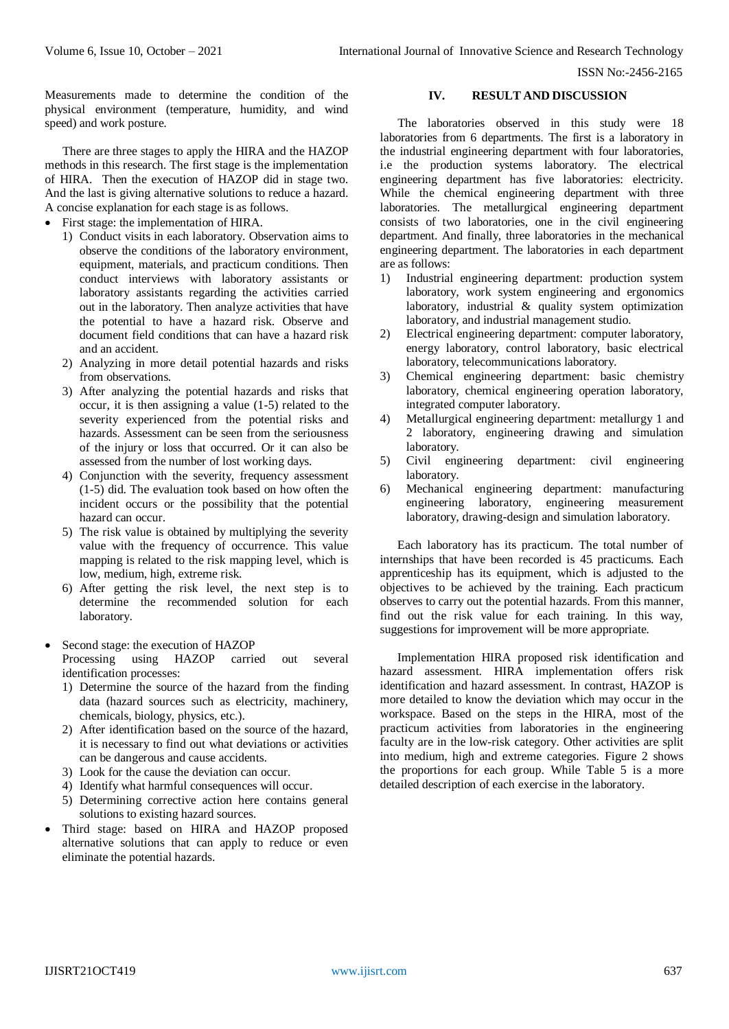Measurements made to determine the condition of the physical environment (temperature, humidity, and wind speed) and work posture.

There are three stages to apply the HIRA and the HAZOP methods in this research. The first stage is the implementation of HIRA. Then the execution of HAZOP did in stage two. And the last is giving alternative solutions to reduce a hazard. A concise explanation for each stage is as follows.

- First stage: the implementation of HIRA.
  1) Conduct visits in each laboratory. Observation aims to observe the conditions of the laboratory environment, equipment, materials, and practicum conditions. Then conduct interviews with laboratory assistants or laboratory assistants regarding the activities carried out in the laboratory. Then analyze activities that have the potential to have a hazard risk. Observe and document field conditions that can have a hazard risk and an accident.
  2) Analyzing in more detail potential hazards and risks from observations.
  3) After analyzing the potential hazards and risks that occur, it is then assigning a value (1-5) related to the severity experienced from the potential risks and hazards. Assessment can be seen from the seriousness of the injury or loss that occurred. Or it can also be assessed from the number of lost working days.
  4) Conjunction with the severity, frequency assessment (1-5) did. The evaluation took based on how often the incident occurs or the possibility that the potential hazard can occur.
  5) The risk value is obtained by multiplying the severity value with the frequency of occurrence. This value mapping is related to the risk mapping level, which is low, medium, high, extreme risk.
  6) After getting the risk level, the next step is to determine the recommended solution for each laboratory.

- Second stage: the execution of HAZOP
  Processing using HAZOP carried out several identification processes:
  1) Determine the source of the hazard from the finding data (hazard sources such as electricity, machinery, chemicals, biology, physics, etc.).
  2) After identification based on the source of the hazard, it is necessary to find out what deviations or activities can be dangerous and cause accidents.
  3) Look for the cause the deviation can occur.
  4) Identify what harmful consequences will occur.
  5) Determining corrective action here contains general solutions to existing hazard sources.
- Third stage: based on HIRA and HAZOP proposed alternative solutions that can apply to reduce or even eliminate the potential hazards.

## IV. RESULT AND DISCUSSION

The laboratories observed in this study were 18 laboratories from 6 departments. The first is a laboratory in the industrial engineering department with four laboratories, i.e the production systems laboratory. The electrical engineering department has five laboratories: electricity. While the chemical engineering department with three laboratories. The metallurgical engineering department consists of two laboratories, one in the civil engineering department. And finally, three laboratories in the mechanical engineering department. The laboratories in each department are as follows:

1) Industrial engineering department: production system laboratory, work system engineering and ergonomics laboratory, industrial & quality system optimization laboratory, and industrial management studio.
2) Electrical engineering department: computer laboratory, energy laboratory, control laboratory, basic electrical laboratory, telecommunications laboratory.
3) Chemical engineering department: basic chemistry laboratory, chemical engineering operation laboratory, integrated computer laboratory.
4) Metallurgical engineering department: metallurgy 1 and 2 laboratory, engineering drawing and simulation laboratory.
5) Civil engineering department: civil engineering laboratory.
6) Mechanical engineering department: manufacturing engineering laboratory, engineering measurement laboratory, drawing-design and simulation laboratory.

Each laboratory has its practicum. The total number of internships that have been recorded is 45 practicums. Each apprenticeship has its equipment, which is adjusted to the objectives to be achieved by the training. Each practicum observes to carry out the potential hazards. From this manner, find out the risk value for each training. In this way, suggestions for improvement will be more appropriate.

Implementation HIRA proposed risk identification and hazard assessment. HIRA implementation offers risk identification and hazard assessment. In contrast, HAZOP is more detailed to know the deviation which may occur in the workspace. Based on the steps in the HIRA, most of the practicum activities from laboratories in the engineering faculty are in the low-risk category. Other activities are split into medium, high and extreme categories. Figure 2 shows the proportions for each group. While Table 5 is a more detailed description of each exercise in the laboratory.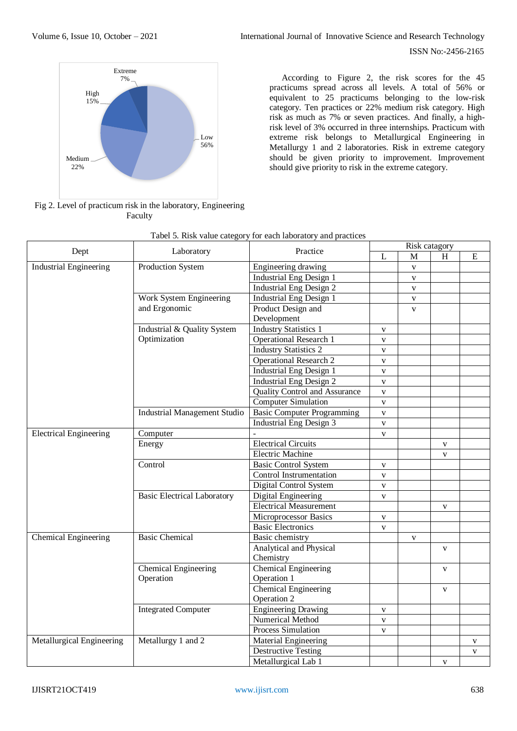Fig 2. Level of practicum risk in the laboratory, Engineering Faculty

According to Figure 2, the risk scores for the 45 practicums spread across all levels. A total of 56% or equivalent to 25 practicums belonging to the low-risk category. Ten practices or 22% medium risk category. High risk as much as 7% or seven practices. And finally, a high-risk level of 3% occurred in three internships. Practicum with extreme risk belongs to Metallurgical Engineering in Metallurgy 1 and 2 laboratories. Risk in extreme category should be given priority to improvement. Improvement should give priority to risk in the extreme category.

Tabel 5. Risk value category for each laboratory and practices

| Dept | Laboratory | Practice | Risk catagory | | | |
|---|---|---|---|---|---|---|
| | | | L | M | H | E |
| Industrial Engineering | Production System | Engineering drawing | | v | | |
| | | Industrial Eng Design 1 | | v | | |
| | | Industrial Eng Design 2 | | v | | |
| | Work System Engineering and Ergonomic | Industrial Eng Design 1 | | v | | |
| | | Product Design and Development | | v | | |
| | Industrial & Quality System Optimization | Industry Statistics 1 | v | | | |
| | | Operational Research 1 | v | | | |
| | | Industry Statistics 2 | v | | | |
| | | Operational Research 2 | v | | | |
| | | Industrial Eng Design 1 | v | | | |
| | | Industrial Eng Design 2 | v | | | |
| | | Quality Control and Assurance | v | | | |
| | | Computer Simulation | v | | | |
| | Industrial Management Studio | Basic Computer Programming | v | | | |
| | | Industrial Eng Design 3 | v | | | |
| Electrical Engineering | Computer | - | v | | | |
| | Energy | Electrical Circuits | | | v | |
| | | Electric Machine | | | v | |
| | Control | Basic Control System | v | | | |
| | | Control Instrumentation | v | | | |
| | | Digital Control System | v | | | |
| | Basic Electrical Laboratory | Digital Engineering | v | | | |
| | | Electrical Measurement | | | v | |
| | | Microprocessor Basics | v | | | |
| | | Basic Electronics | v | | | |
| Chemical Engineering | Basic Chemical | Basic chemistry | | v | | |
| | | Analytical and Physical Chemistry | | | v | |
| | Chemical Engineering Operation | Chemical Engineering Operation 1 | | | v | |
| | | Chemical Engineering Operation 2 | | | v | |
| | Integrated Computer | Engineering Drawing | v | | | |
| | | Numerical Method | v | | | |
| | | Process Simulation | v | | | |
| Metallurgical Engineering | Metallurgy 1 and 2 | Material Engineering | | | | v |
| | | Destructive Testing | | | | v |
| | | Metallurgical Lab 1 | | | v | |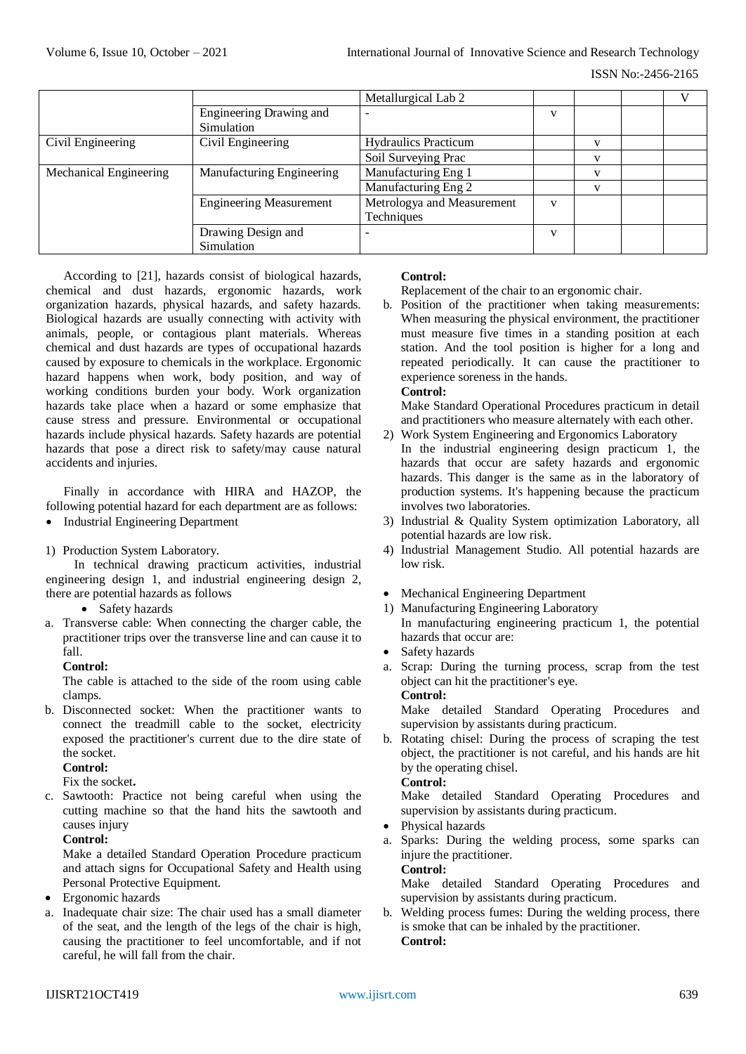| | | Metallurgical Lab 2 | | | | V |
|---|---|---|---|---|---|---|
| | Engineering Drawing and Simulation | - | v | | | |
| Civil Engineering | Civil Engineering | Hydraulics Practicum | | v | | |
| | | Soil Surveying Prac | | v | | |
| Mechanical Engineering | Manufacturing Engineering | Manufacturing Eng 1 | | v | | |
| | | Manufacturing Eng 2 | | v | | |
| | Engineering Measurement | Metrologya and Measurement Techniques | v | | | |
| | Drawing Design and Simulation | - | v | | | |

According to [21], hazards consist of biological hazards, chemical and dust hazards, ergonomic hazards, work organization hazards, physical hazards, and safety hazards. Biological hazards are usually connecting with activity with animals, people, or contagious plant materials. Whereas chemical and dust hazards are types of occupational hazards caused by exposure to chemicals in the workplace. Ergonomic hazard happens when work, body position, and way of working conditions burden your body. Work organization hazards take place when a hazard or some emphasize that cause stress and pressure. Environmental or occupational hazards include physical hazards. Safety hazards are potential hazards that pose a direct risk to safety/may cause natural accidents and injuries.

Finally in accordance with HIRA and HAZOP, the following potential hazard for each department are as follows:

- Industrial Engineering Department

1) Production System Laboratory.

In technical drawing practicum activities, industrial engineering design 1, and industrial engineering design 2, there are potential hazards as follows

- Safety hazards

a. Transverse cable: When connecting the charger cable, the practitioner trips over the transverse line and can cause it to fall.

**Control:**

The cable is attached to the side of the room using cable clamps.

b. Disconnected socket: When the practitioner wants to connect the treadmill cable to the socket, electricity exposed the practitioner's current due to the dire state of the socket.

**Control:**

Fix the socket**.**

c. Sawtooth: Practice not being careful when using the cutting machine so that the hand hits the sawtooth and causes injury

**Control:**

Make a detailed Standard Operation Procedure practicum and attach signs for Occupational Safety and Health using Personal Protective Equipment.

- Ergonomic hazards

a. Inadequate chair size: The chair used has a small diameter of the seat, and the length of the legs of the chair is high, causing the practitioner to feel uncomfortable, and if not careful, he will fall from the chair.

**Control:**

Replacement of the chair to an ergonomic chair.

b. Position of the practitioner when taking measurements: When measuring the physical environment, the practitioner must measure five times in a standing position at each station. And the tool position is higher for a long and repeated periodically. It can cause the practitioner to experience soreness in the hands.

**Control:**

Make Standard Operational Procedures practicum in detail and practitioners who measure alternately with each other.

2) Work System Engineering and Ergonomics Laboratory

In the industrial engineering design practicum 1, the hazards that occur are safety hazards and ergonomic hazards. This danger is the same as in the laboratory of production systems. It's happening because the practicum involves two laboratories.

3) Industrial & Quality System optimization Laboratory, all potential hazards are low risk.

4) Industrial Management Studio. All potential hazards are low risk.

- Mechanical Engineering Department

1) Manufacturing Engineering Laboratory

In manufacturing engineering practicum 1, the potential hazards that occur are:

- Safety hazards

a. Scrap: During the turning process, scrap from the test object can hit the practitioner's eye.

**Control:**

Make detailed Standard Operating Procedures and supervision by assistants during practicum.

b. Rotating chisel: During the process of scraping the test object, the practitioner is not careful, and his hands are hit by the operating chisel.

**Control:**

Make detailed Standard Operating Procedures and supervision by assistants during practicum.

- Physical hazards

a. Sparks: During the welding process, some sparks can injure the practitioner.

**Control:**

Make detailed Standard Operating Procedures and supervision by assistants during practicum.

b. Welding process fumes: During the welding process, there is smoke that can be inhaled by the practitioner.

**Control:**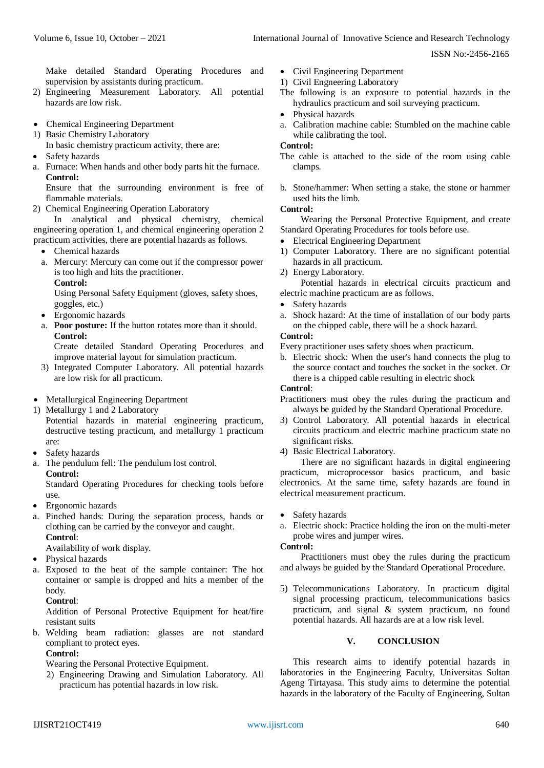Make detailed Standard Operating Procedures and supervision by assistants during practicum.

2) Engineering Measurement Laboratory. All potential hazards are low risk.

- Chemical Engineering Department

1) Basic Chemistry Laboratory

In basic chemistry practicum activity, there are:

- Safety hazards

a. Furnace: When hands and other body parts hit the furnace.

**Control:**

Ensure that the surrounding environment is free of flammable materials.

2) Chemical Engineering Operation Laboratory

In analytical and physical chemistry, chemical engineering operation 1, and chemical engineering operation 2 practicum activities, there are potential hazards as follows.

- Chemical hazards

a. Mercury: Mercury can come out if the compressor power is too high and hits the practitioner.

**Control:**

Using Personal Safety Equipment (gloves, safety shoes, goggles, etc.)

- Ergonomic hazards

a. **Poor posture:** If the button rotates more than it should.

**Control:**

Create detailed Standard Operating Procedures and improve material layout for simulation practicum.

3) Integrated Computer Laboratory. All potential hazards are low risk for all practicum.

- Metallurgical Engineering Department

1) Metallurgy 1 and 2 Laboratory

Potential hazards in material engineering practicum, destructive testing practicum, and metallurgy 1 practicum are:

- Safety hazards

a. The pendulum fell: The pendulum lost control.

**Control:**

Standard Operating Procedures for checking tools before use.

- Ergonomic hazards

a. Pinched hands: During the separation process, hands or clothing can be carried by the conveyor and caught.

**Control**:

Availability of work display.

- Physical hazards

a. Exposed to the heat of the sample container: The hot container or sample is dropped and hits a member of the body.

**Control**:

Addition of Personal Protective Equipment for heat/fire resistant suits

b. Welding beam radiation: glasses are not standard compliant to protect eyes.

**Control:**

Wearing the Personal Protective Equipment.

2) Engineering Drawing and Simulation Laboratory. All practicum has potential hazards in low risk.

- Civil Engineering Department

1) Civil Engneering Laboratory

The following is an exposure to potential hazards in the hydraulics practicum and soil surveying practicum.

- Physical hazards

a. Calibration machine cable: Stumbled on the machine cable while calibrating the tool.

**Control:**

The cable is attached to the side of the room using cable clamps.

b. Stone/hammer: When setting a stake, the stone or hammer used hits the limb.

**Control:**

Wearing the Personal Protective Equipment, and create Standard Operating Procedures for tools before use.

- Electrical Engineering Department

1) Computer Laboratory. There are no significant potential hazards in all practicum.

2) Energy Laboratory.

Potential hazards in electrical circuits practicum and electric machine practicum are as follows.

- Safety hazards

a. Shock hazard: At the time of installation of our body parts on the chipped cable, there will be a shock hazard.

**Control:**

Every practitioner uses safety shoes when practicum.

b. Electric shock: When the user's hand connects the plug to the source contact and touches the socket in the socket. Or there is a chipped cable resulting in electric shock

**Control**:

Practitioners must obey the rules during the practicum and always be guided by the Standard Operational Procedure.

3) Control Laboratory. All potential hazards in electrical circuits practicum and electric machine practicum state no significant risks.

4) Basic Electrical Laboratory.

There are no significant hazards in digital engineering practicum, microprocessor basics practicum, and basic electronics. At the same time, safety hazards are found in electrical measurement practicum.

- Safety hazards

a. Electric shock: Practice holding the iron on the multi-meter probe wires and jumper wires.

**Control:**

Practitioners must obey the rules during the practicum and always be guided by the Standard Operational Procedure.

5) Telecommunications Laboratory. In practicum digital signal processing practicum, telecommunications basics practicum, and signal & system practicum, no found potential hazards. All hazards are at a low risk level.

## V. CONCLUSION

This research aims to identify potential hazards in laboratories in the Engineering Faculty, Universitas Sultan Ageng Tirtayasa. This study aims to determine the potential hazards in the laboratory of the Faculty of Engineering, Sultan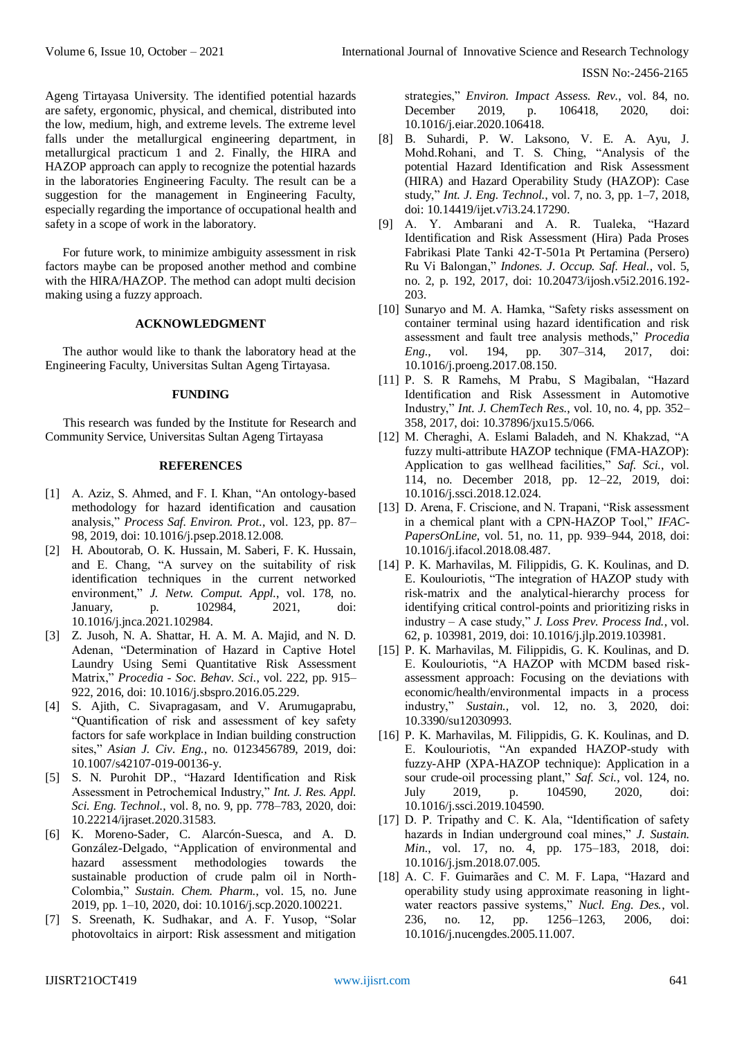Ageng Tirtayasa University. The identified potential hazards are safety, ergonomic, physical, and chemical, distributed into the low, medium, high, and extreme levels. The extreme level falls under the metallurgical engineering department, in metallurgical practicum 1 and 2. Finally, the HIRA and HAZOP approach can apply to recognize the potential hazards in the laboratories Engineering Faculty. The result can be a suggestion for the management in Engineering Faculty, especially regarding the importance of occupational health and safety in a scope of work in the laboratory.

For future work, to minimize ambiguity assessment in risk factors maybe can be proposed another method and combine with the HIRA/HAZOP. The method can adopt multi decision making using a fuzzy approach.

## ACKNOWLEDGMENT

The author would like to thank the laboratory head at the Engineering Faculty, Universitas Sultan Ageng Tirtayasa.

## FUNDING

This research was funded by the Institute for Research and Community Service, Universitas Sultan Ageng Tirtayasa

## REFERENCES

[1] A. Aziz, S. Ahmed, and F. I. Khan, "An ontology-based methodology for hazard identification and causation analysis," *Process Saf. Environ. Prot.*, vol. 123, pp. 87–98, 2019, doi: 10.1016/j.psep.2018.12.008.

[2] H. Aboutorab, O. K. Hussain, M. Saberi, F. K. Hussain, and E. Chang, "A survey on the suitability of risk identification techniques in the current networked environment," *J. Netw. Comput. Appl.*, vol. 178, no. January, p. 102984, 2021, doi: 10.1016/j.jnca.2021.102984.

[3] Z. Jusoh, N. A. Shattar, H. A. M. A. Majid, and N. D. Adenan, "Determination of Hazard in Captive Hotel Laundry Using Semi Quantitative Risk Assessment Matrix," *Procedia - Soc. Behav. Sci.*, vol. 222, pp. 915–922, 2016, doi: 10.1016/j.sbspro.2016.05.229.

[4] S. Ajith, C. Sivapragasam, and V. Arumugaprabu, "Quantification of risk and assessment of key safety factors for safe workplace in Indian building construction sites," *Asian J. Civ. Eng.*, no. 0123456789, 2019, doi: 10.1007/s42107-019-00136-y.

[5] S. N. Purohit DP., "Hazard Identification and Risk Assessment in Petrochemical Industry," *Int. J. Res. Appl. Sci. Eng. Technol.*, vol. 8, no. 9, pp. 778–783, 2020, doi: 10.22214/ijraset.2020.31583.

[6] K. Moreno-Sader, C. Alarcón-Suesca, and A. D. González-Delgado, "Application of environmental and hazard assessment methodologies towards the sustainable production of crude palm oil in North-Colombia," *Sustain. Chem. Pharm.*, vol. 15, no. June 2019, pp. 1–10, 2020, doi: 10.1016/j.scp.2020.100221.

[7] S. Sreenath, K. Sudhakar, and A. F. Yusop, "Solar photovoltaics in airport: Risk assessment and mitigation strategies," *Environ. Impact Assess. Rev.*, vol. 84, no. December 2019, p. 106418, 2020, doi: 10.1016/j.eiar.2020.106418.

[8] B. Suhardi, P. W. Laksono, V. E. A. Ayu, J. Mohd.Rohani, and T. S. Ching, "Analysis of the potential Hazard Identification and Risk Assessment (HIRA) and Hazard Operability Study (HAZOP): Case study," *Int. J. Eng. Technol.*, vol. 7, no. 3, pp. 1–7, 2018, doi: 10.14419/ijet.v7i3.24.17290.

[9] A. Y. Ambarani and A. R. Tualeka, "Hazard Identification and Risk Assessment (Hira) Pada Proses Fabrikasi Plate Tanki 42-T-501a Pt Pertamina (Persero) Ru Vi Balongan," *Indones. J. Occup. Saf. Heal.*, vol. 5, no. 2, p. 192, 2017, doi: 10.20473/ijosh.v5i2.2016.192-203.

[10] Sunaryo and M. A. Hamka, "Safety risks assessment on container terminal using hazard identification and risk assessment and fault tree analysis methods," *Procedia Eng.*, vol. 194, pp. 307–314, 2017, doi: 10.1016/j.proeng.2017.08.150.

[11] P. S. R Ramehs, M Prabu, S Magibalan, "Hazard Identification and Risk Assessment in Automotive Industry," *Int. J. ChemTech Res.*, vol. 10, no. 4, pp. 352–358, 2017, doi: 10.37896/jxu15.5/066.

[12] M. Cheraghi, A. Eslami Baladeh, and N. Khakzad, "A fuzzy multi-attribute HAZOP technique (FMA-HAZOP): Application to gas wellhead facilities," *Saf. Sci.*, vol. 114, no. December 2018, pp. 12–22, 2019, doi: 10.1016/j.ssci.2018.12.024.

[13] D. Arena, F. Criscione, and N. Trapani, "Risk assessment in a chemical plant with a CPN-HAZOP Tool," *IFAC-PapersOnLine*, vol. 51, no. 11, pp. 939–944, 2018, doi: 10.1016/j.ifacol.2018.08.487.

[14] P. K. Marhavilas, M. Filippidis, G. K. Koulinas, and D. E. Koulouriotis, "The integration of HAZOP study with risk-matrix and the analytical-hierarchy process for identifying critical control-points and prioritizing risks in industry – A case study," *J. Loss Prev. Process Ind.*, vol. 62, p. 103981, 2019, doi: 10.1016/j.jlp.2019.103981.

[15] P. K. Marhavilas, M. Filippidis, G. K. Koulinas, and D. E. Koulouriotis, "A HAZOP with MCDM based risk-assessment approach: Focusing on the deviations with economic/health/environmental impacts in a process industry," *Sustain.*, vol. 12, no. 3, 2020, doi: 10.3390/su12030993.

[16] P. K. Marhavilas, M. Filippidis, G. K. Koulinas, and D. E. Koulouriotis, "An expanded HAZOP-study with fuzzy-AHP (XPA-HAZOP technique): Application in a sour crude-oil processing plant," *Saf. Sci.*, vol. 124, no. July 2019, p. 104590, 2020, doi: 10.1016/j.ssci.2019.104590.

[17] D. P. Tripathy and C. K. Ala, "Identification of safety hazards in Indian underground coal mines," *J. Sustain. Min.*, vol. 17, no. 4, pp. 175–183, 2018, doi: 10.1016/j.jsm.2018.07.005.

[18] A. C. F. Guimarães and C. M. F. Lapa, "Hazard and operability study using approximate reasoning in light-water reactors passive systems," *Nucl. Eng. Des.*, vol. 236, no. 12, pp. 1256–1263, 2006, doi: 10.1016/j.nucengdes.2005.11.007.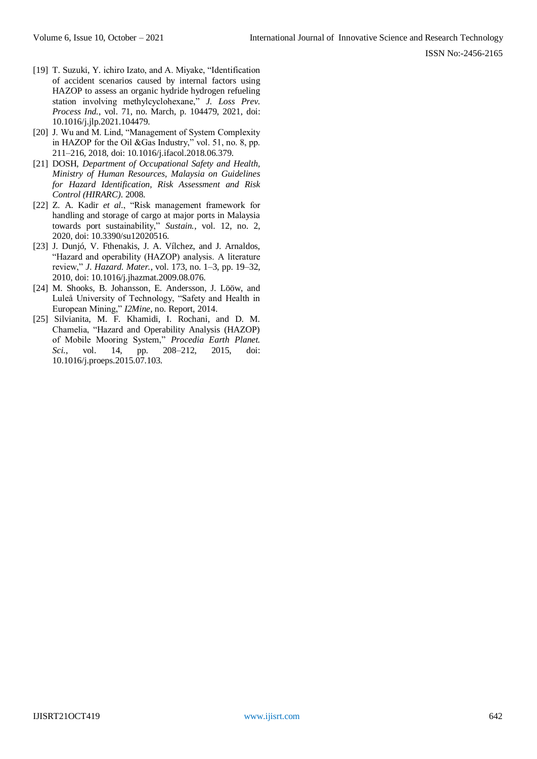[19] T. Suzuki, Y. ichiro Izato, and A. Miyake, "Identification of accident scenarios caused by internal factors using HAZOP to assess an organic hydride hydrogen refueling station involving methylcyclohexane," *J. Loss Prev. Process Ind.*, vol. 71, no. March, p. 104479, 2021, doi: 10.1016/j.jlp.2021.104479.

[20] J. Wu and M. Lind, "Management of System Complexity in HAZOP for the Oil &Gas Industry," vol. 51, no. 8, pp. 211–216, 2018, doi: 10.1016/j.ifacol.2018.06.379.

[21] DOSH, *Department of Occupational Safety and Health, Ministry of Human Resources, Malaysia on Guidelines for Hazard Identification, Risk Assessment and Risk Control (HIRARC)*. 2008.

[22] Z. A. Kadir *et al.*, "Risk management framework for handling and storage of cargo at major ports in Malaysia towards port sustainability," *Sustain.*, vol. 12, no. 2, 2020, doi: 10.3390/su12020516.

[23] J. Dunjó, V. Fthenakis, J. A. Vílchez, and J. Arnaldos, "Hazard and operability (HAZOP) analysis. A literature review," *J. Hazard. Mater.*, vol. 173, no. 1–3, pp. 19–32, 2010, doi: 10.1016/j.jhazmat.2009.08.076.

[24] M. Shooks, B. Johansson, E. Andersson, J. Lööw, and Luleå University of Technology, "Safety and Health in European Mining," *I2Mine*, no. Report, 2014.

[25] Silvianita, M. F. Khamidi, I. Rochani, and D. M. Chamelia, "Hazard and Operability Analysis (HAZOP) of Mobile Mooring System," *Procedia Earth Planet. Sci.*, vol. 14, pp. 208–212, 2015, doi: 10.1016/j.proeps.2015.07.103.